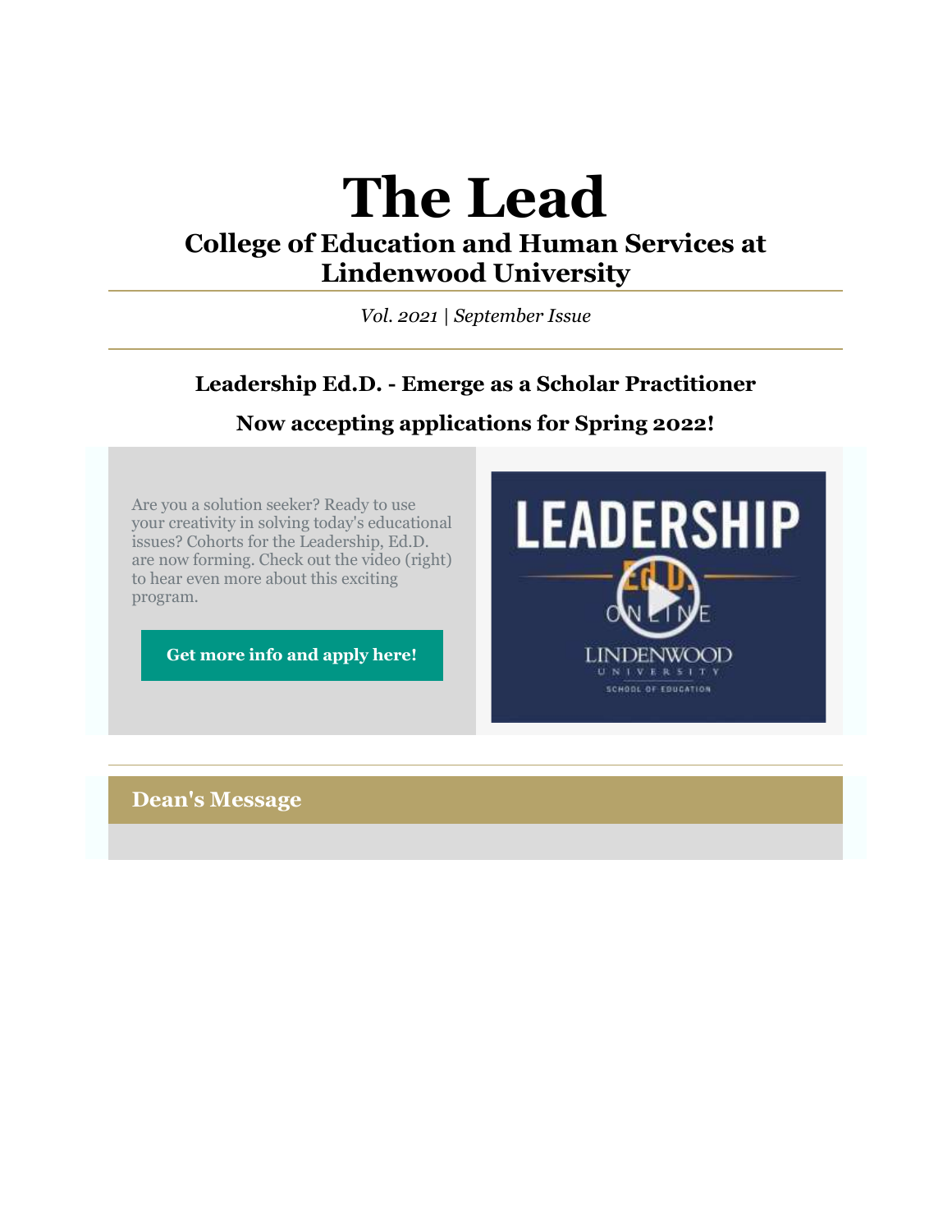# The Lead

## College of Education and Human Services at Lindenwood University

*Vol. 2021 | September Issue*

### Leadership Ed.D. - Emerge as a Scholar Practitioner

### Now accepting applications for Spring 2022!

Are you a solution seeker? Ready to use your creativity in solving today's educational issues? Cohorts for the Leadership, Ed.D. are now forming. Check out the video (right) to hear even more about this exciting program.

**Get more info and apply here!**

LEADERSHIP Ed.D. ONLINE
LINDENWOOD UNIVERSITY
SCHOOL OF EDUCATION

## Dean's Message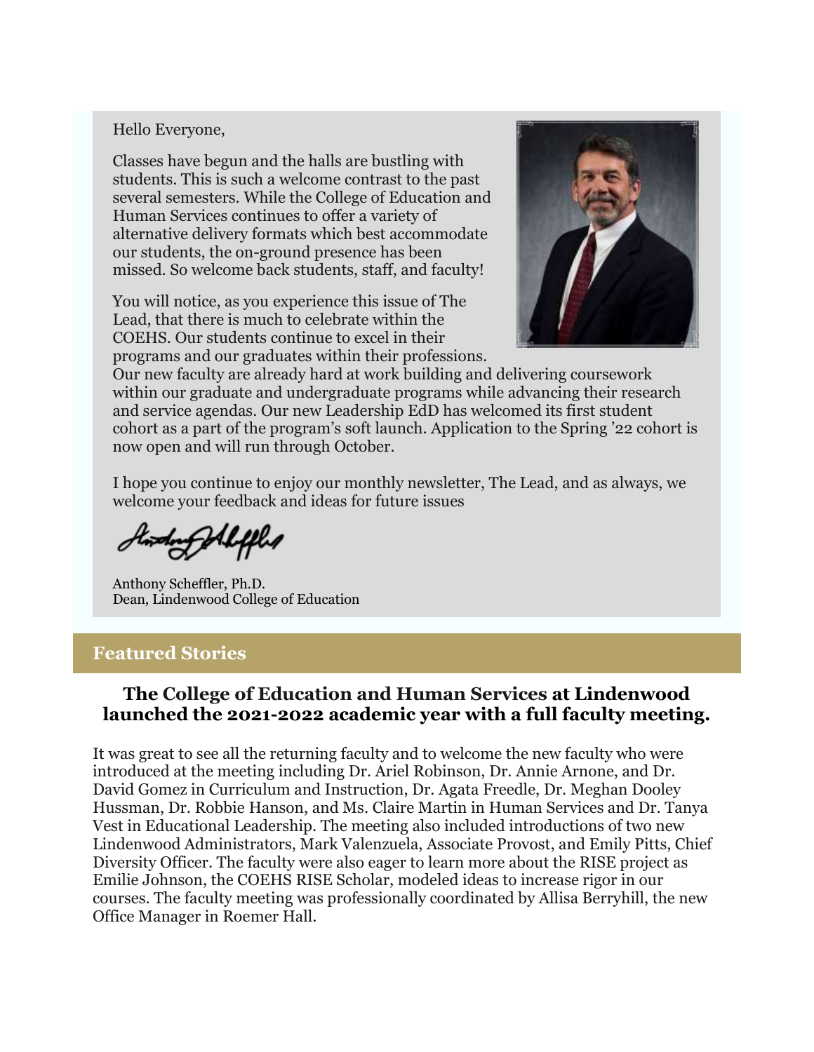Hello Everyone,

Classes have begun and the halls are bustling with students. This is such a welcome contrast to the past several semesters. While the College of Education and Human Services continues to offer a variety of alternative delivery formats which best accommodate our students, the on-ground presence has been missed. So welcome back students, staff, and faculty!

You will notice, as you experience this issue of The Lead, that there is much to celebrate within the COEHS. Our students continue to excel in their programs and our graduates within their professions. Our new faculty are already hard at work building and delivering coursework within our graduate and undergraduate programs while advancing their research and service agendas. Our new Leadership EdD has welcomed its first student cohort as a part of the program's soft launch. Application to the Spring '22 cohort is now open and will run through October.

I hope you continue to enjoy our monthly newsletter, The Lead, and as always, we welcome your feedback and ideas for future issues

Anthony Scheffler, Ph.D.
Dean, Lindenwood College of Education

## Featured Stories

### The College of Education and Human Services at Lindenwood launched the 2021-2022 academic year with a full faculty meeting.

It was great to see all the returning faculty and to welcome the new faculty who were introduced at the meeting including Dr. Ariel Robinson, Dr. Annie Arnone, and Dr. David Gomez in Curriculum and Instruction, Dr. Agata Freedle, Dr. Meghan Dooley Hussman, Dr. Robbie Hanson, and Ms. Claire Martin in Human Services and Dr. Tanya Vest in Educational Leadership. The meeting also included introductions of two new Lindenwood Administrators, Mark Valenzuela, Associate Provost, and Emily Pitts, Chief Diversity Officer. The faculty were also eager to learn more about the RISE project as Emilie Johnson, the COEHS RISE Scholar, modeled ideas to increase rigor in our courses. The faculty meeting was professionally coordinated by Allisa Berryhill, the new Office Manager in Roemer Hall.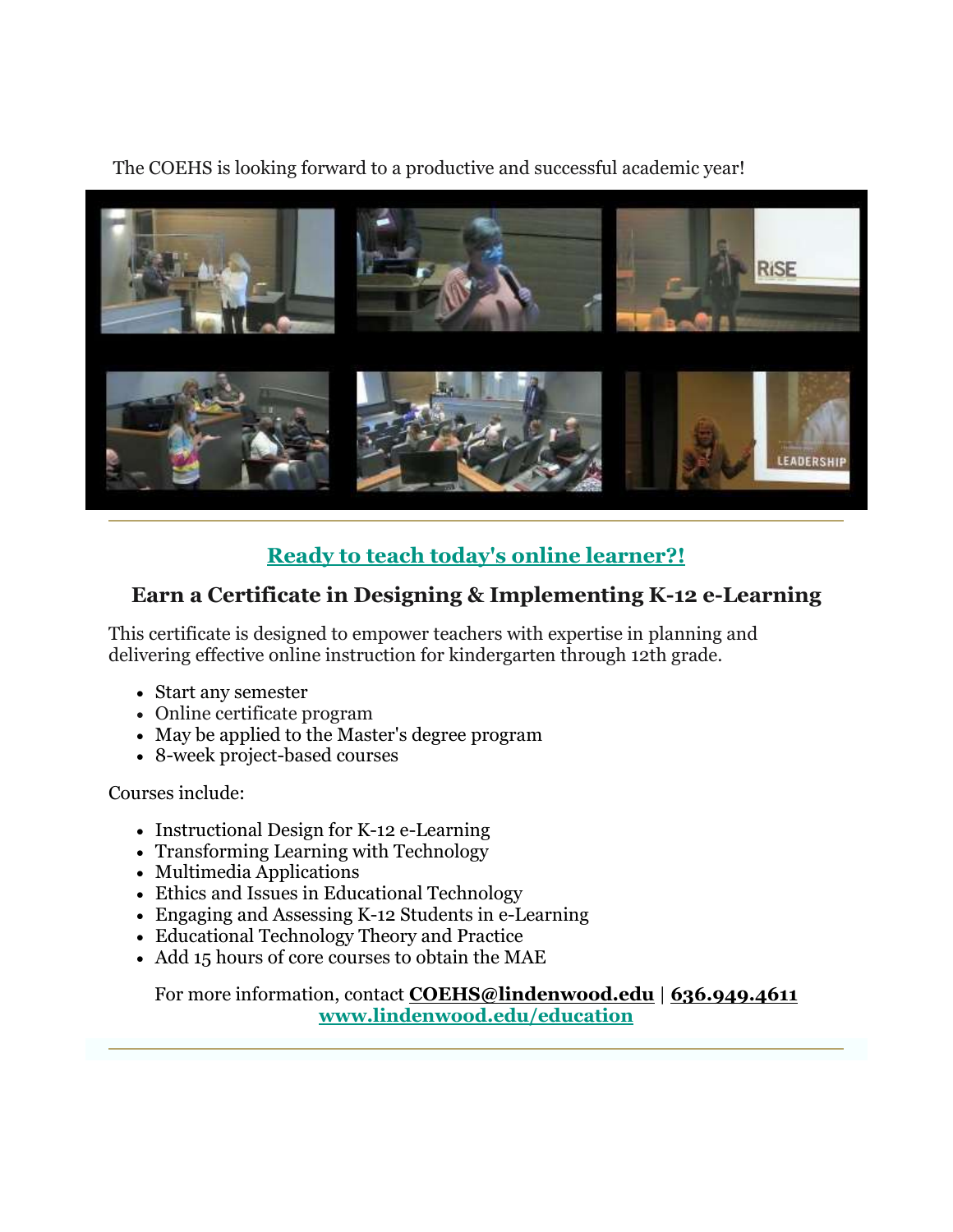The COEHS is looking forward to a productive and successful academic year!

---

## [Ready to teach today's online learner?!](http://www.lindenwood.edu/education)

### Earn a Certificate in Designing & Implementing K-12 e-Learning

This certificate is designed to empower teachers with expertise in planning and delivering effective online instruction for kindergarten through 12th grade.

- Start any semester
- Online certificate program
- May be applied to the Master's degree program
- 8-week project-based courses

Courses include:

- Instructional Design for K-12 e-Learning
- Transforming Learning with Technology
- Multimedia Applications
- Ethics and Issues in Educational Technology
- Engaging and Assessing K-12 Students in e-Learning
- Educational Technology Theory and Practice
- Add 15 hours of core courses to obtain the MAE

For more information, contact **COEHS@lindenwood.edu** | **636.949.4611**
**www.lindenwood.edu/education**

---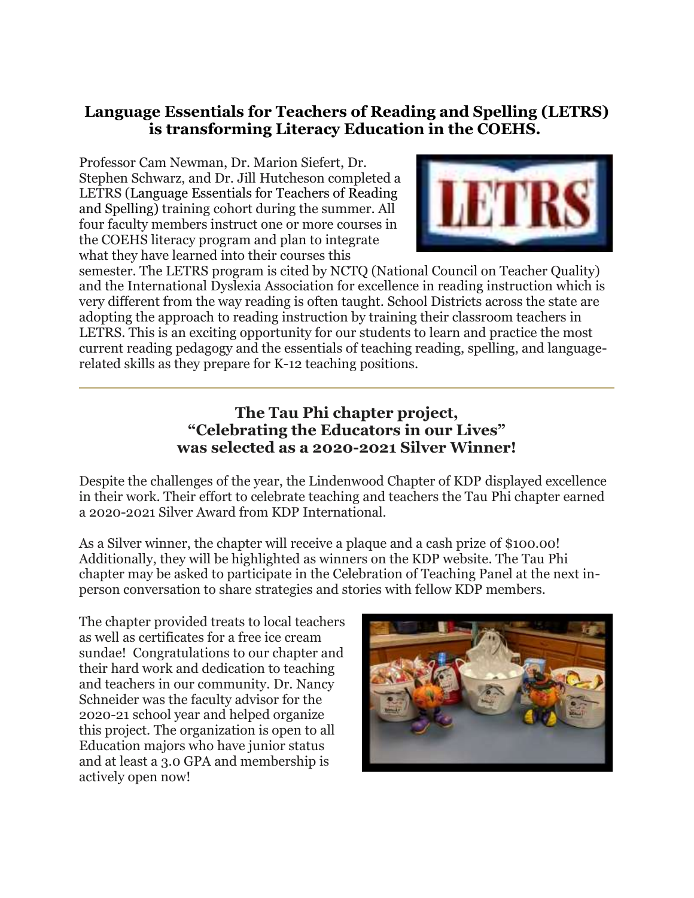## Language Essentials for Teachers of Reading and Spelling (LETRS) is transforming Literacy Education in the COEHS.

Professor Cam Newman, Dr. Marion Siefert, Dr. Stephen Schwarz, and Dr. Jill Hutcheson completed a LETRS (Language Essentials for Teachers of Reading and Spelling) training cohort during the summer. All four faculty members instruct one or more courses in the COEHS literacy program and plan to integrate what they have learned into their courses this semester. The LETRS program is cited by NCTQ (National Council on Teacher Quality) and the International Dyslexia Association for excellence in reading instruction which is very different from the way reading is often taught. School Districts across the state are adopting the approach to reading instruction by training their classroom teachers in LETRS. This is an exciting opportunity for our students to learn and practice the most current reading pedagogy and the essentials of teaching reading, spelling, and language-related skills as they prepare for K-12 teaching positions.

---

## The Tau Phi chapter project, "Celebrating the Educators in our Lives" was selected as a 2020-2021 Silver Winner!

Despite the challenges of the year, the Lindenwood Chapter of KDP displayed excellence in their work. Their effort to celebrate teaching and teachers the Tau Phi chapter earned a 2020-2021 Silver Award from KDP International.

As a Silver winner, the chapter will receive a plaque and a cash prize of $100.00! Additionally, they will be highlighted as winners on the KDP website. The Tau Phi chapter may be asked to participate in the Celebration of Teaching Panel at the next in-person conversation to share strategies and stories with fellow KDP members.

The chapter provided treats to local teachers as well as certificates for a free ice cream sundae! Congratulations to our chapter and their hard work and dedication to teaching and teachers in our community. Dr. Nancy Schneider was the faculty advisor for the 2020-21 school year and helped organize this project. The organization is open to all Education majors who have junior status and at least a 3.0 GPA and membership is actively open now!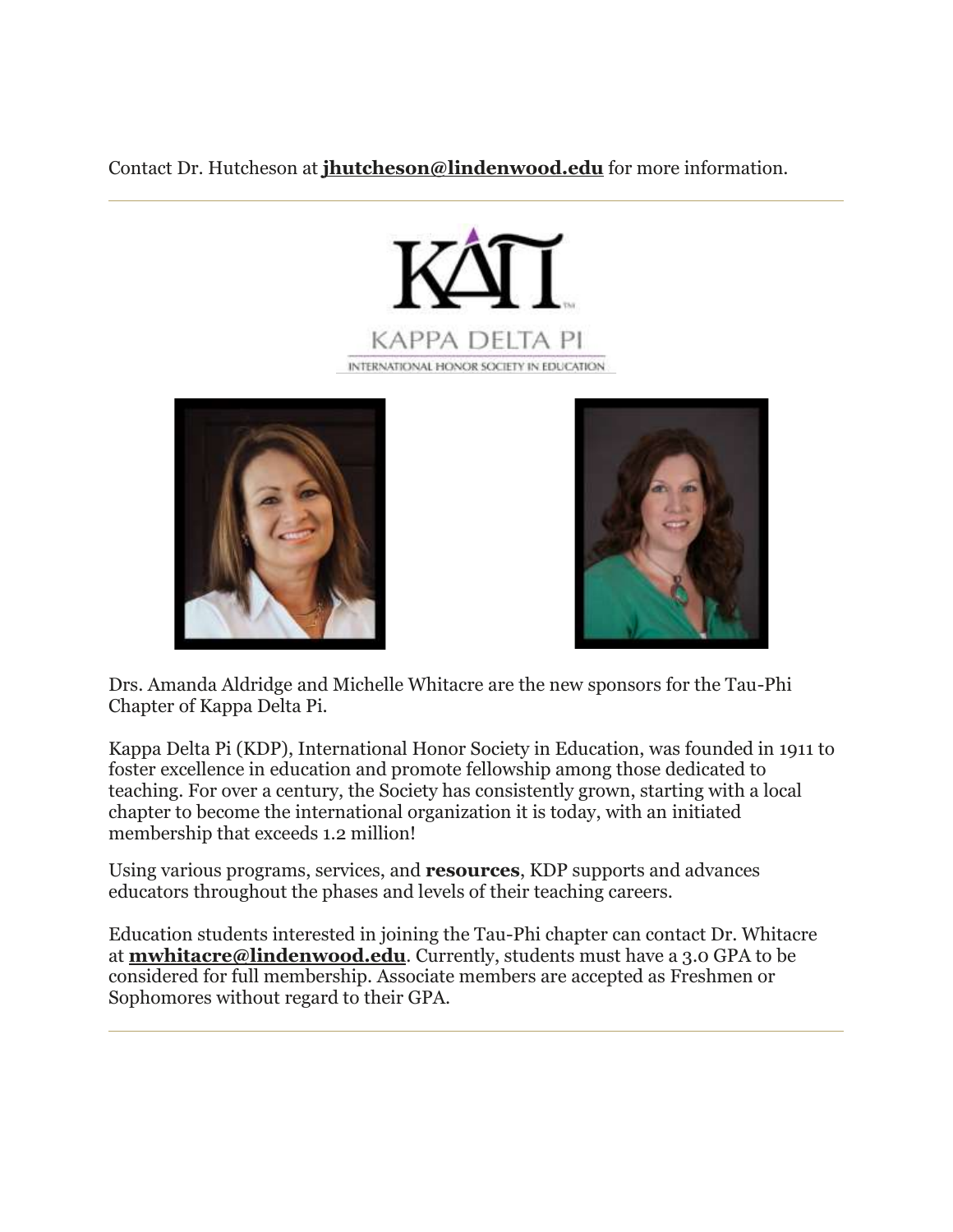Contact Dr. Hutcheson at **jhutcheson@lindenwood.edu** for more information.

---

Drs. Amanda Aldridge and Michelle Whitacre are the new sponsors for the Tau-Phi Chapter of Kappa Delta Pi.

Kappa Delta Pi (KDP), International Honor Society in Education, was founded in 1911 to foster excellence in education and promote fellowship among those dedicated to teaching. For over a century, the Society has consistently grown, starting with a local chapter to become the international organization it is today, with an initiated membership that exceeds 1.2 million!

Using various programs, services, and **resources**, KDP supports and advances educators throughout the phases and levels of their teaching careers.

Education students interested in joining the Tau-Phi chapter can contact Dr. Whitacre at **mwhitacre@lindenwood.edu**. Currently, students must have a 3.0 GPA to be considered for full membership. Associate members are accepted as Freshmen or Sophomores without regard to their GPA.

---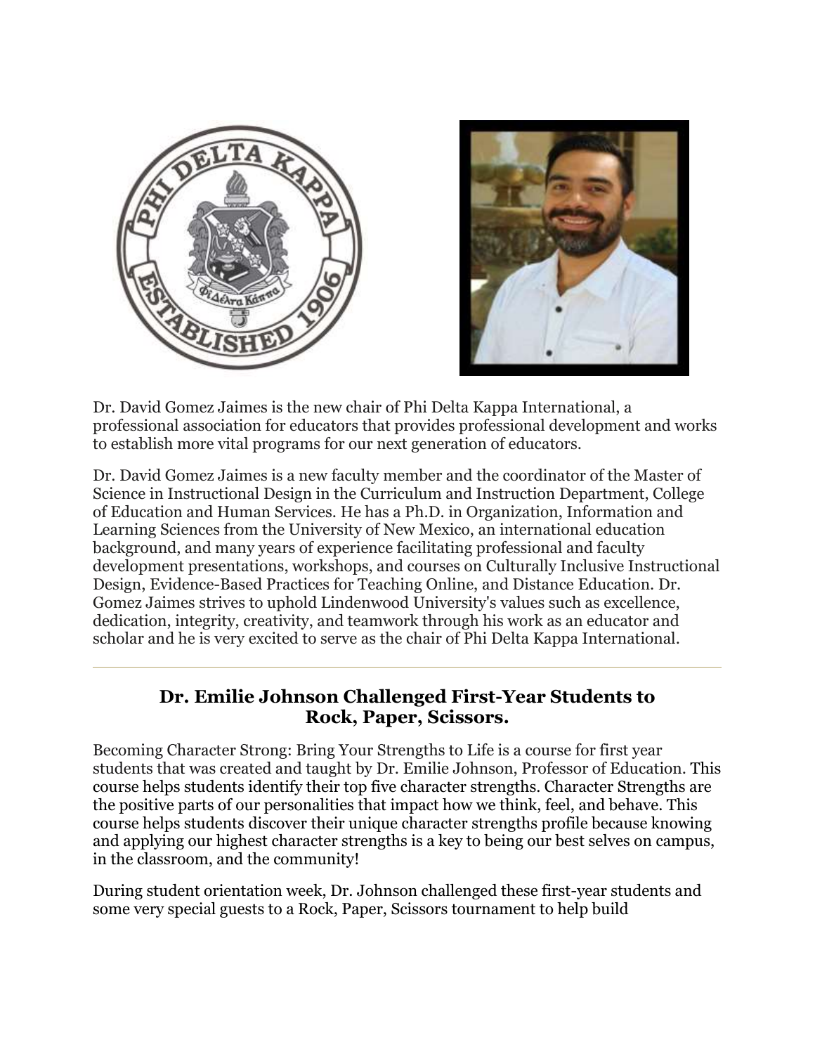Dr. David Gomez Jaimes is the new chair of Phi Delta Kappa International, a professional association for educators that provides professional development and works to establish more vital programs for our next generation of educators.

Dr. David Gomez Jaimes is a new faculty member and the coordinator of the Master of Science in Instructional Design in the Curriculum and Instruction Department, College of Education and Human Services. He has a Ph.D. in Organization, Information and Learning Sciences from the University of New Mexico, an international education background, and many years of experience facilitating professional and faculty development presentations, workshops, and courses on Culturally Inclusive Instructional Design, Evidence-Based Practices for Teaching Online, and Distance Education. Dr. Gomez Jaimes strives to uphold Lindenwood University's values such as excellence, dedication, integrity, creativity, and teamwork through his work as an educator and scholar and he is very excited to serve as the chair of Phi Delta Kappa International.

---

## Dr. Emilie Johnson Challenged First-Year Students to Rock, Paper, Scissors.

Becoming Character Strong: Bring Your Strengths to Life is a course for first year students that was created and taught by Dr. Emilie Johnson, Professor of Education. This course helps students identify their top five character strengths. Character Strengths are the positive parts of our personalities that impact how we think, feel, and behave. This course helps students discover their unique character strengths profile because knowing and applying our highest character strengths is a key to being our best selves on campus, in the classroom, and the community!

During student orientation week, Dr. Johnson challenged these first-year students and some very special guests to a Rock, Paper, Scissors tournament to help build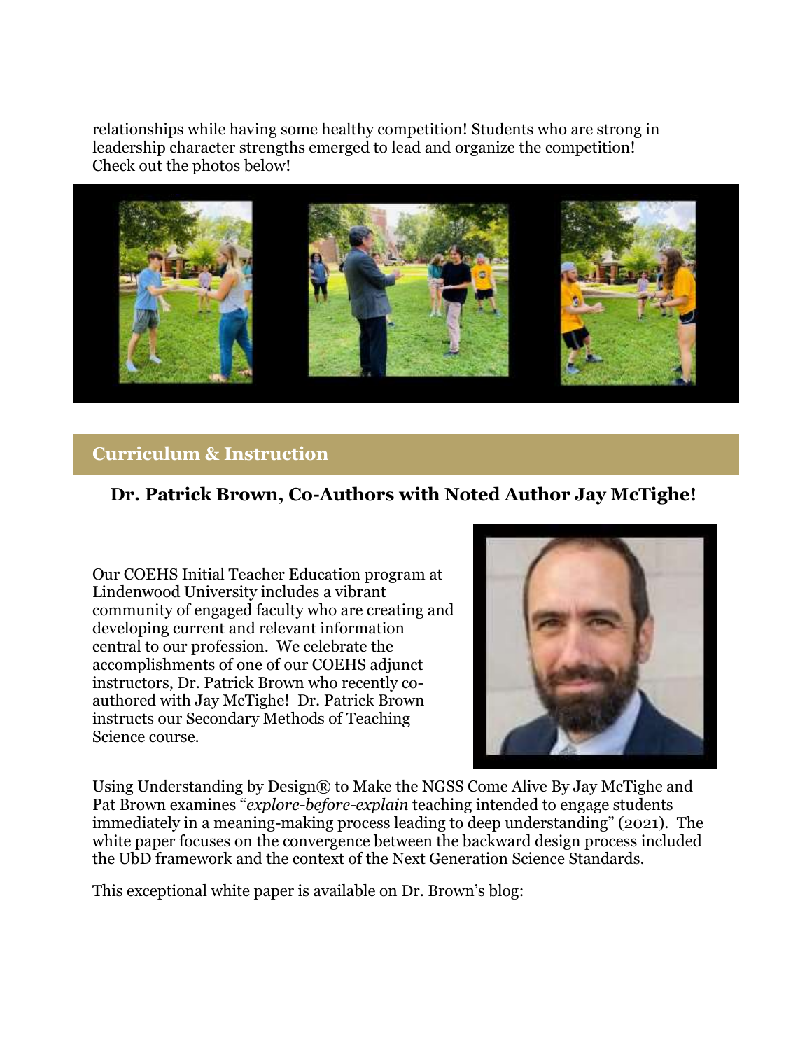relationships while having some healthy competition! Students who are strong in leadership character strengths emerged to lead and organize the competition! Check out the photos below!

## Curriculum & Instruction

### Dr. Patrick Brown, Co-Authors with Noted Author Jay McTighe!

Our COEHS Initial Teacher Education program at Lindenwood University includes a vibrant community of engaged faculty who are creating and developing current and relevant information central to our profession. We celebrate the accomplishments of one of our COEHS adjunct instructors, Dr. Patrick Brown who recently co-authored with Jay McTighe! Dr. Patrick Brown instructs our Secondary Methods of Teaching Science course.

Using Understanding by Design® to Make the NGSS Come Alive By Jay McTighe and Pat Brown examines "*explore-before-explain* teaching intended to engage students immediately in a meaning-making process leading to deep understanding" (2021). The white paper focuses on the convergence between the backward design process included the UbD framework and the context of the Next Generation Science Standards.

This exceptional white paper is available on Dr. Brown's blog: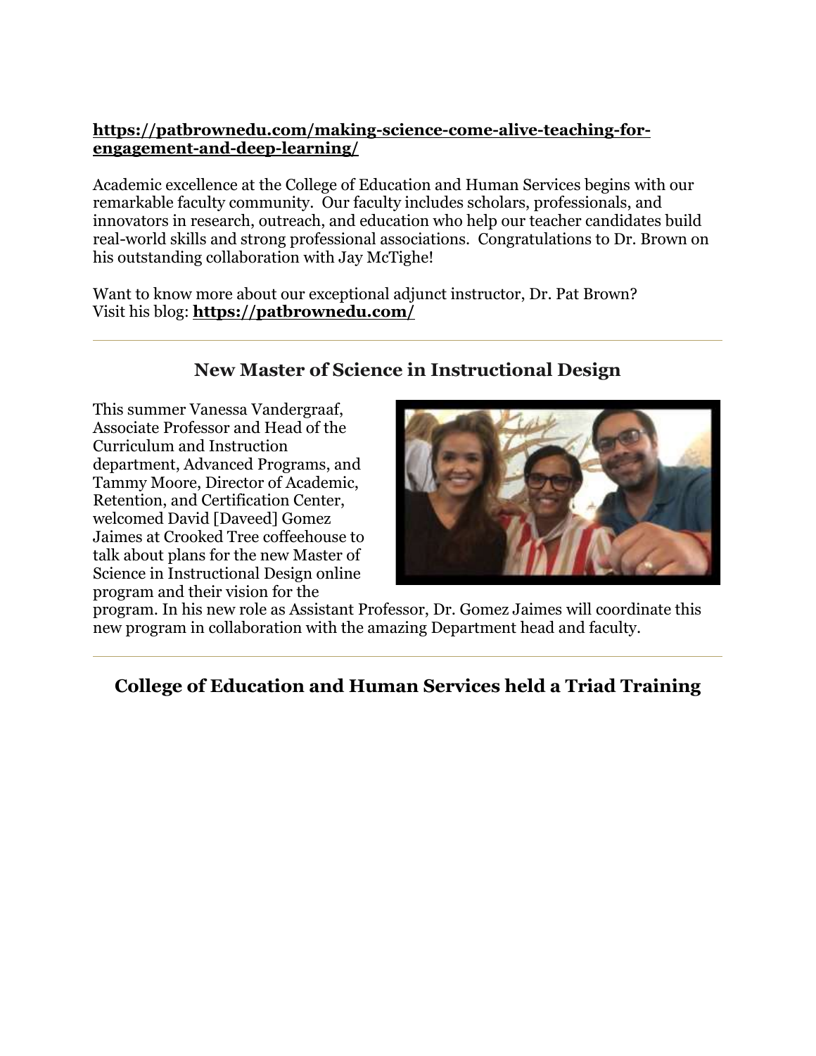**https://patbrownedu.com/making-science-come-alive-teaching-for-engagement-and-deep-learning/**

Academic excellence at the College of Education and Human Services begins with our remarkable faculty community. Our faculty includes scholars, professionals, and innovators in research, outreach, and education who help our teacher candidates build real-world skills and strong professional associations. Congratulations to Dr. Brown on his outstanding collaboration with Jay McTighe!

Want to know more about our exceptional adjunct instructor, Dr. Pat Brown?
Visit his blog: **https://patbrownedu.com/**

---

## New Master of Science in Instructional Design

This summer Vanessa Vandergraaf, Associate Professor and Head of the Curriculum and Instruction department, Advanced Programs, and Tammy Moore, Director of Academic, Retention, and Certification Center, welcomed David [Daveed] Gomez Jaimes at Crooked Tree coffeehouse to talk about plans for the new Master of Science in Instructional Design online program and their vision for the program. In his new role as Assistant Professor, Dr. Gomez Jaimes will coordinate this new program in collaboration with the amazing Department head and faculty.

---

## College of Education and Human Services held a Triad Training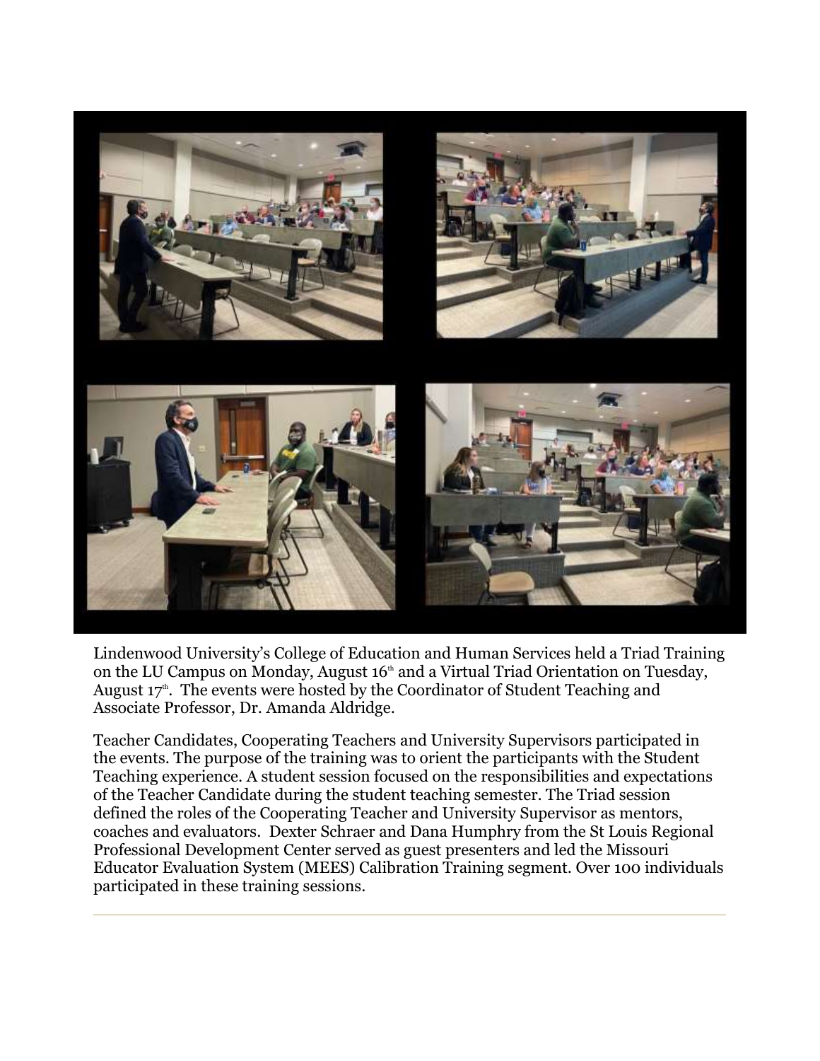Lindenwood University's College of Education and Human Services held a Triad Training on the LU Campus on Monday, August 16th and a Virtual Triad Orientation on Tuesday, August 17th. The events were hosted by the Coordinator of Student Teaching and Associate Professor, Dr. Amanda Aldridge.

Teacher Candidates, Cooperating Teachers and University Supervisors participated in the events. The purpose of the training was to orient the participants with the Student Teaching experience. A student session focused on the responsibilities and expectations of the Teacher Candidate during the student teaching semester. The Triad session defined the roles of the Cooperating Teacher and University Supervisor as mentors, coaches and evaluators. Dexter Schraer and Dana Humphry from the St Louis Regional Professional Development Center served as guest presenters and led the Missouri Educator Evaluation System (MEES) Calibration Training segment. Over 100 individuals participated in these training sessions.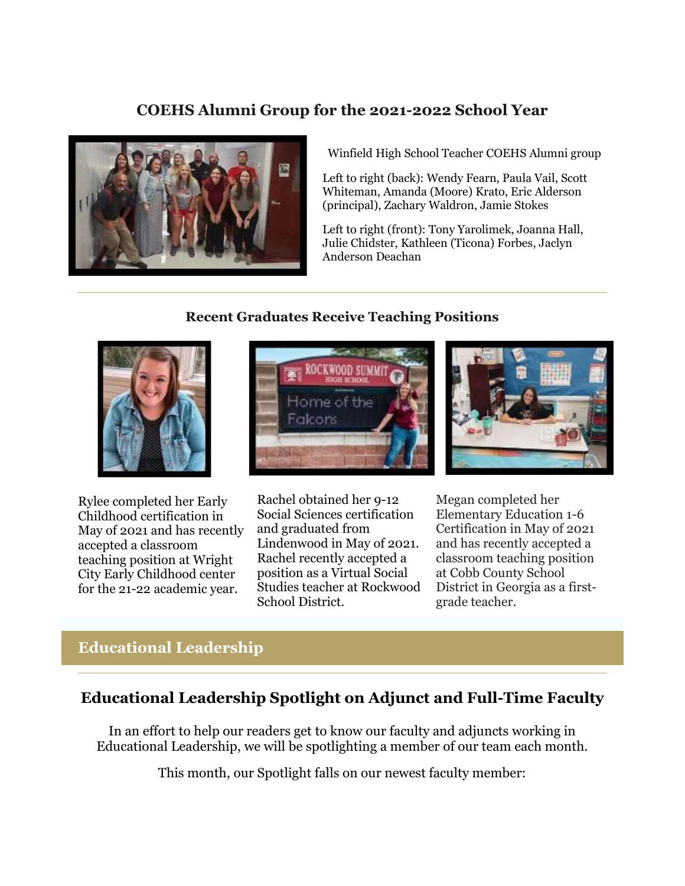## COEHS Alumni Group for the 2021-2022 School Year

Winfield High School Teacher COEHS Alumni group

Left to right (back): Wendy Fearn, Paula Vail, Scott Whiteman, Amanda (Moore) Krato, Eric Alderson (principal), Zachary Waldron, Jamie Stokes

Left to right (front): Tony Yarolimek, Joanna Hall, Julie Chidster, Kathleen (Ticona) Forbes, Jaclyn Anderson Deachan

---

### Recent Graduates Receive Teaching Positions

Rylee completed her Early Childhood certification in May of 2021 and has recently accepted a classroom teaching position at Wright City Early Childhood center for the 21-22 academic year.

Rachel obtained her 9-12 Social Sciences certification and graduated from Lindenwood in May of 2021. Rachel recently accepted a position as a Virtual Social Studies teacher at Rockwood School District.

Megan completed her Elementary Education 1-6 Certification in May of 2021 and has recently accepted a classroom teaching position at Cobb County School District in Georgia as a first-grade teacher.

# Educational Leadership

---

## Educational Leadership Spotlight on Adjunct and Full-Time Faculty

In an effort to help our readers get to know our faculty and adjuncts working in Educational Leadership, we will be spotlighting a member of our team each month.

This month, our Spotlight falls on our newest faculty member: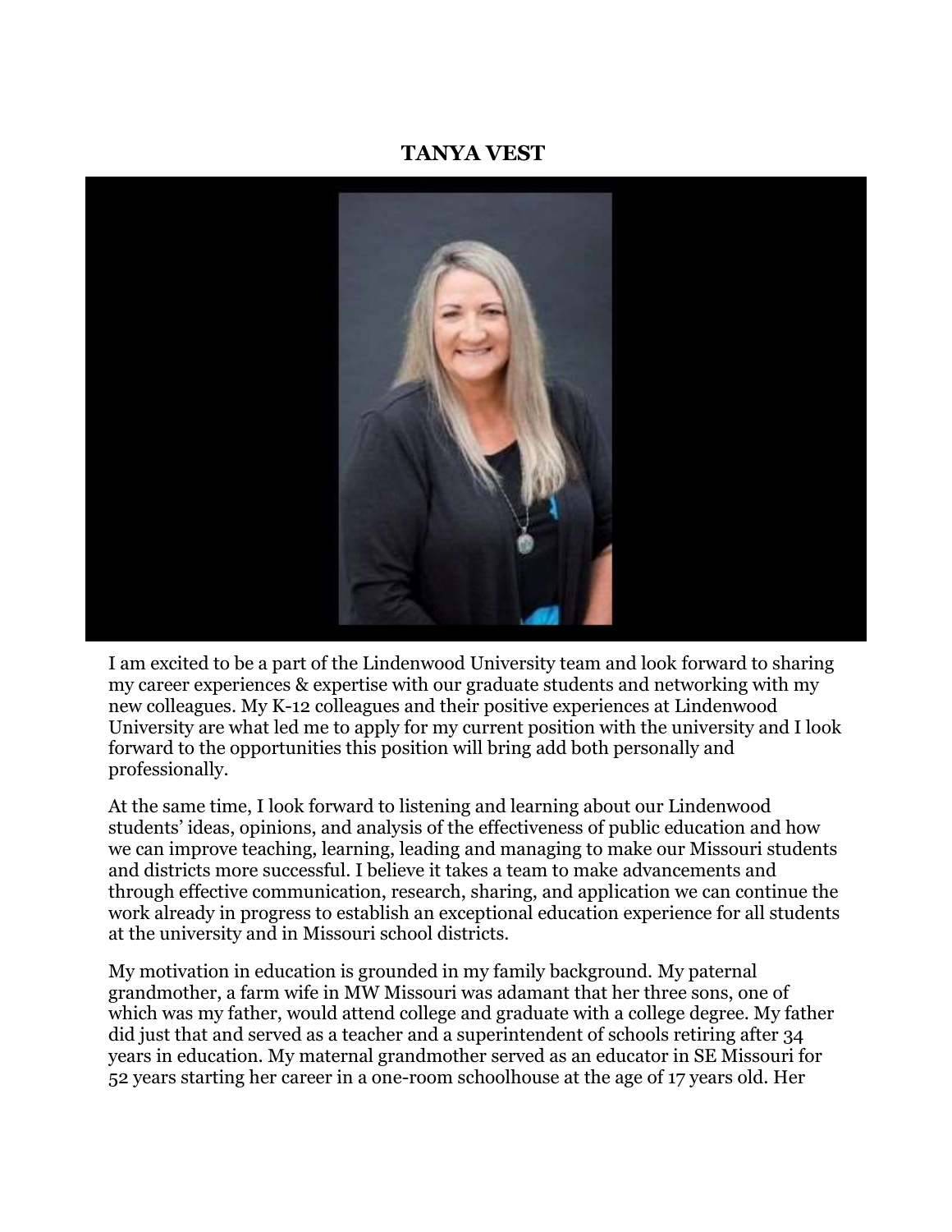## TANYA VEST

I am excited to be a part of the Lindenwood University team and look forward to sharing my career experiences & expertise with our graduate students and networking with my new colleagues. My K-12 colleagues and their positive experiences at Lindenwood University are what led me to apply for my current position with the university and I look forward to the opportunities this position will bring add both personally and professionally.

At the same time, I look forward to listening and learning about our Lindenwood students' ideas, opinions, and analysis of the effectiveness of public education and how we can improve teaching, learning, leading and managing to make our Missouri students and districts more successful. I believe it takes a team to make advancements and through effective communication, research, sharing, and application we can continue the work already in progress to establish an exceptional education experience for all students at the university and in Missouri school districts.

My motivation in education is grounded in my family background. My paternal grandmother, a farm wife in MW Missouri was adamant that her three sons, one of which was my father, would attend college and graduate with a college degree. My father did just that and served as a teacher and a superintendent of schools retiring after 34 years in education. My maternal grandmother served as an educator in SE Missouri for 52 years starting her career in a one-room schoolhouse at the age of 17 years old. Her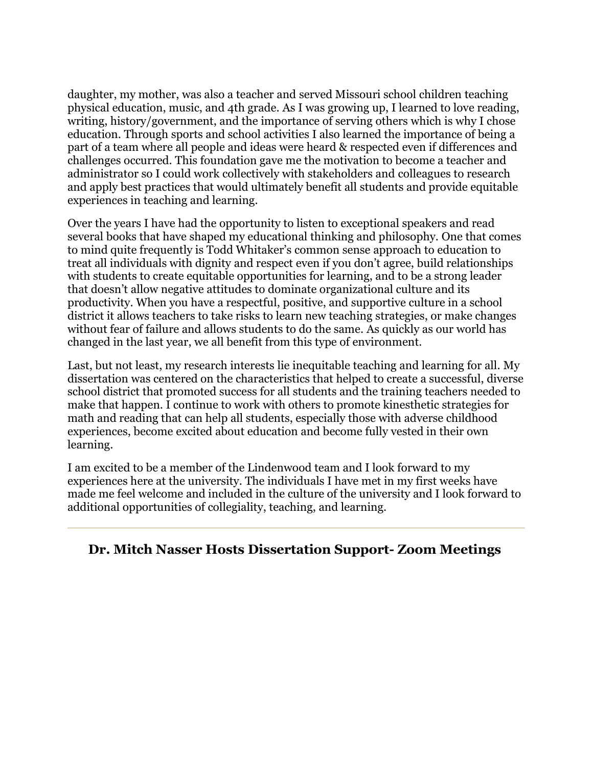daughter, my mother, was also a teacher and served Missouri school children teaching physical education, music, and 4th grade. As I was growing up, I learned to love reading, writing, history/government, and the importance of serving others which is why I chose education. Through sports and school activities I also learned the importance of being a part of a team where all people and ideas were heard & respected even if differences and challenges occurred. This foundation gave me the motivation to become a teacher and administrator so I could work collectively with stakeholders and colleagues to research and apply best practices that would ultimately benefit all students and provide equitable experiences in teaching and learning.

Over the years I have had the opportunity to listen to exceptional speakers and read several books that have shaped my educational thinking and philosophy. One that comes to mind quite frequently is Todd Whitaker's common sense approach to education to treat all individuals with dignity and respect even if you don't agree, build relationships with students to create equitable opportunities for learning, and to be a strong leader that doesn't allow negative attitudes to dominate organizational culture and its productivity. When you have a respectful, positive, and supportive culture in a school district it allows teachers to take risks to learn new teaching strategies, or make changes without fear of failure and allows students to do the same. As quickly as our world has changed in the last year, we all benefit from this type of environment.

Last, but not least, my research interests lie inequitable teaching and learning for all. My dissertation was centered on the characteristics that helped to create a successful, diverse school district that promoted success for all students and the training teachers needed to make that happen. I continue to work with others to promote kinesthetic strategies for math and reading that can help all students, especially those with adverse childhood experiences, become excited about education and become fully vested in their own learning.

I am excited to be a member of the Lindenwood team and I look forward to my experiences here at the university. The individuals I have met in my first weeks have made me feel welcome and included in the culture of the university and I look forward to additional opportunities of collegiality, teaching, and learning.

---

## Dr. Mitch Nasser Hosts Dissertation Support- Zoom Meetings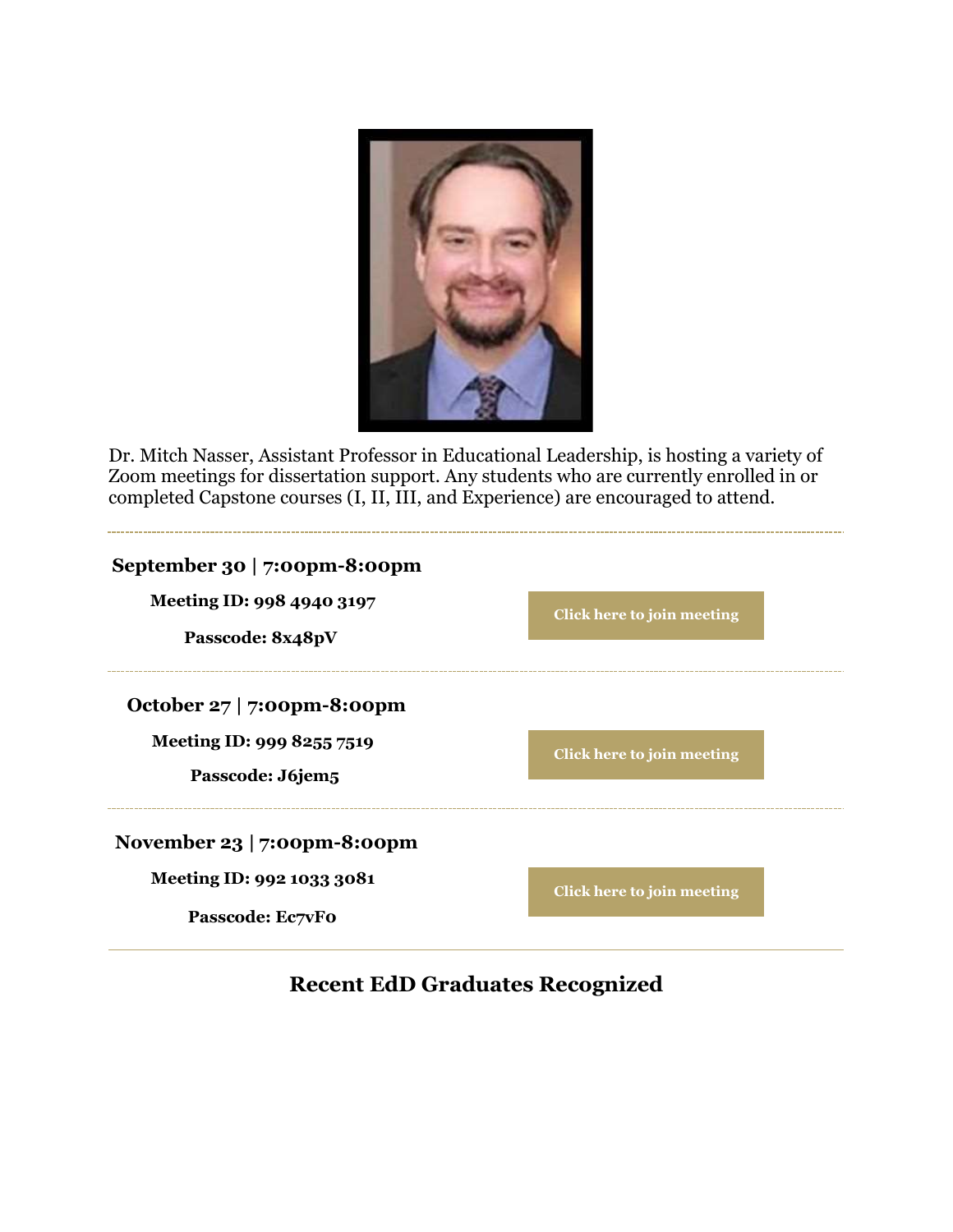Dr. Mitch Nasser, Assistant Professor in Educational Leadership, is hosting a variety of Zoom meetings for dissertation support. Any students who are currently enrolled in or completed Capstone courses (I, II, III, and Experience) are encouraged to attend.

---

**September 30 | 7:00pm-8:00pm**

**Meeting ID: 998 4940 3197**

**Passcode: 8x48pV**

**Click here to join meeting**

---

**October 27 | 7:00pm-8:00pm**

**Meeting ID: 999 8255 7519**

**Passcode: J6jem5**

**Click here to join meeting**

---

**November 23 | 7:00pm-8:00pm**

**Meeting ID: 992 1033 3081**

**Passcode: Ec7vF0**

**Click here to join meeting**

---

## Recent EdD Graduates Recognized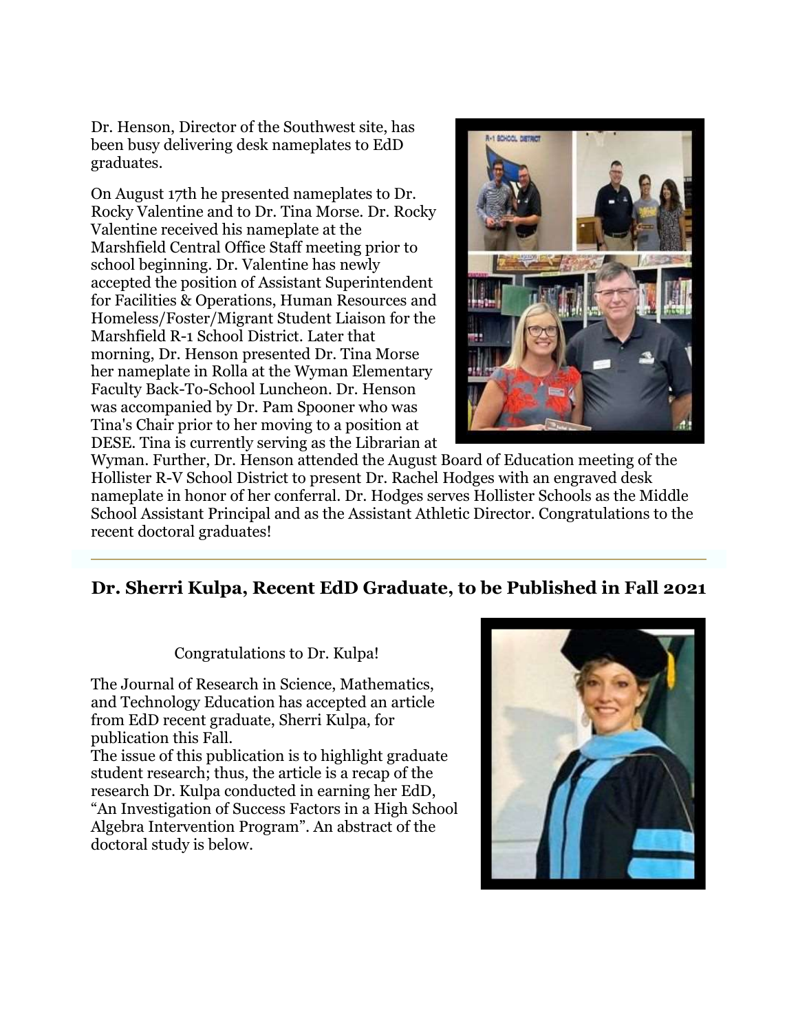Dr. Henson, Director of the Southwest site, has been busy delivering desk nameplates to EdD graduates.

On August 17th he presented nameplates to Dr. Rocky Valentine and to Dr. Tina Morse. Dr. Rocky Valentine received his nameplate at the Marshfield Central Office Staff meeting prior to school beginning. Dr. Valentine has newly accepted the position of Assistant Superintendent for Facilities & Operations, Human Resources and Homeless/Foster/Migrant Student Liaison for the Marshfield R-1 School District. Later that morning, Dr. Henson presented Dr. Tina Morse her nameplate in Rolla at the Wyman Elementary Faculty Back-To-School Luncheon. Dr. Henson was accompanied by Dr. Pam Spooner who was Tina's Chair prior to her moving to a position at DESE. Tina is currently serving as the Librarian at Wyman. Further, Dr. Henson attended the August Board of Education meeting of the Hollister R-V School District to present Dr. Rachel Hodges with an engraved desk nameplate in honor of her conferral. Dr. Hodges serves Hollister Schools as the Middle School Assistant Principal and as the Assistant Athletic Director. Congratulations to the recent doctoral graduates!

---

## Dr. Sherri Kulpa, Recent EdD Graduate, to be Published in Fall 2021

Congratulations to Dr. Kulpa!

The Journal of Research in Science, Mathematics, and Technology Education has accepted an article from EdD recent graduate, Sherri Kulpa, for publication this Fall.
The issue of this publication is to highlight graduate student research; thus, the article is a recap of the research Dr. Kulpa conducted in earning her EdD, “An Investigation of Success Factors in a High School Algebra Intervention Program”. An abstract of the doctoral study is below.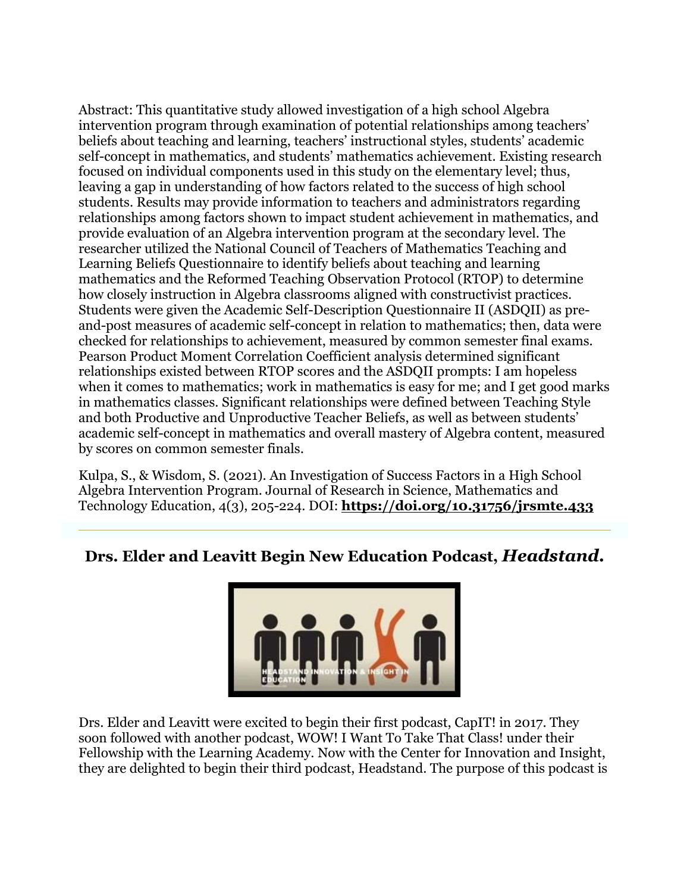Abstract: This quantitative study allowed investigation of a high school Algebra intervention program through examination of potential relationships among teachers' beliefs about teaching and learning, teachers' instructional styles, students' academic self-concept in mathematics, and students' mathematics achievement. Existing research focused on individual components used in this study on the elementary level; thus, leaving a gap in understanding of how factors related to the success of high school students. Results may provide information to teachers and administrators regarding relationships among factors shown to impact student achievement in mathematics, and provide evaluation of an Algebra intervention program at the secondary level. The researcher utilized the National Council of Teachers of Mathematics Teaching and Learning Beliefs Questionnaire to identify beliefs about teaching and learning mathematics and the Reformed Teaching Observation Protocol (RTOP) to determine how closely instruction in Algebra classrooms aligned with constructivist practices. Students were given the Academic Self-Description Questionnaire II (ASDQII) as pre-and-post measures of academic self-concept in relation to mathematics; then, data were checked for relationships to achievement, measured by common semester final exams. Pearson Product Moment Correlation Coefficient analysis determined significant relationships existed between RTOP scores and the ASDQII prompts: I am hopeless when it comes to mathematics; work in mathematics is easy for me; and I get good marks in mathematics classes. Significant relationships were defined between Teaching Style and both Productive and Unproductive Teacher Beliefs, as well as between students' academic self-concept in mathematics and overall mastery of Algebra content, measured by scores on common semester finals.

Kulpa, S., & Wisdom, S. (2021). An Investigation of Success Factors in a High School Algebra Intervention Program. Journal of Research in Science, Mathematics and Technology Education, 4(3), 205-224. DOI: **https://doi.org/10.31756/jrsmte.433**

---

## Drs. Elder and Leavitt Begin New Education Podcast, *Headstand.*

Drs. Elder and Leavitt were excited to begin their first podcast, CapIT! in 2017. They soon followed with another podcast, WOW! I Want To Take That Class! under their Fellowship with the Learning Academy. Now with the Center for Innovation and Insight, they are delighted to begin their third podcast, Headstand. The purpose of this podcast is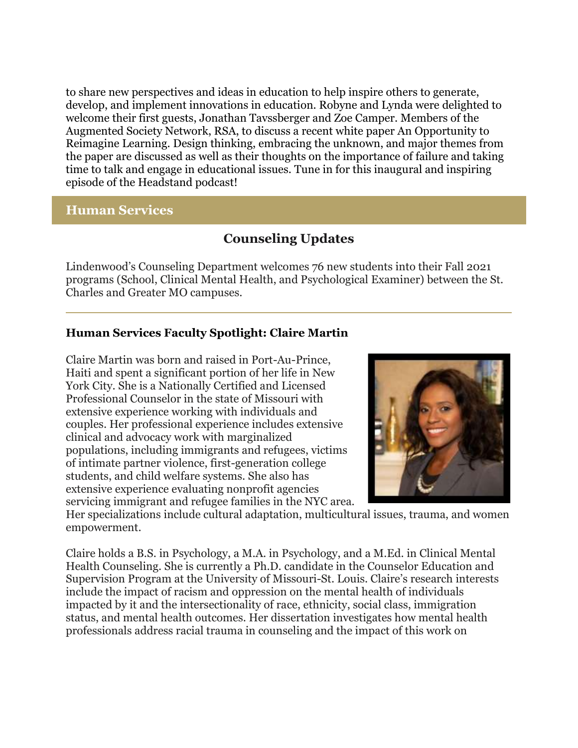to share new perspectives and ideas in education to help inspire others to generate, develop, and implement innovations in education. Robyne and Lynda were delighted to welcome their first guests, Jonathan Tavssberger and Zoe Camper. Members of the Augmented Society Network, RSA, to discuss a recent white paper An Opportunity to Reimagine Learning. Design thinking, embracing the unknown, and major themes from the paper are discussed as well as their thoughts on the importance of failure and taking time to talk and engage in educational issues. Tune in for this inaugural and inspiring episode of the Headstand podcast!

## Human Services

### Counseling Updates

Lindenwood's Counseling Department welcomes 76 new students into their Fall 2021 programs (School, Clinical Mental Health, and Psychological Examiner) between the St. Charles and Greater MO campuses.

---

**Human Services Faculty Spotlight: Claire Martin**

Claire Martin was born and raised in Port-Au-Prince, Haiti and spent a significant portion of her life in New York City. She is a Nationally Certified and Licensed Professional Counselor in the state of Missouri with extensive experience working with individuals and couples. Her professional experience includes extensive clinical and advocacy work with marginalized populations, including immigrants and refugees, victims of intimate partner violence, first-generation college students, and child welfare systems. She also has extensive experience evaluating nonprofit agencies servicing immigrant and refugee families in the NYC area. Her specializations include cultural adaptation, multicultural issues, trauma, and women empowerment.

Claire holds a B.S. in Psychology, a M.A. in Psychology, and a M.Ed. in Clinical Mental Health Counseling. She is currently a Ph.D. candidate in the Counselor Education and Supervision Program at the University of Missouri-St. Louis. Claire's research interests include the impact of racism and oppression on the mental health of individuals impacted by it and the intersectionality of race, ethnicity, social class, immigration status, and mental health outcomes. Her dissertation investigates how mental health professionals address racial trauma in counseling and the impact of this work on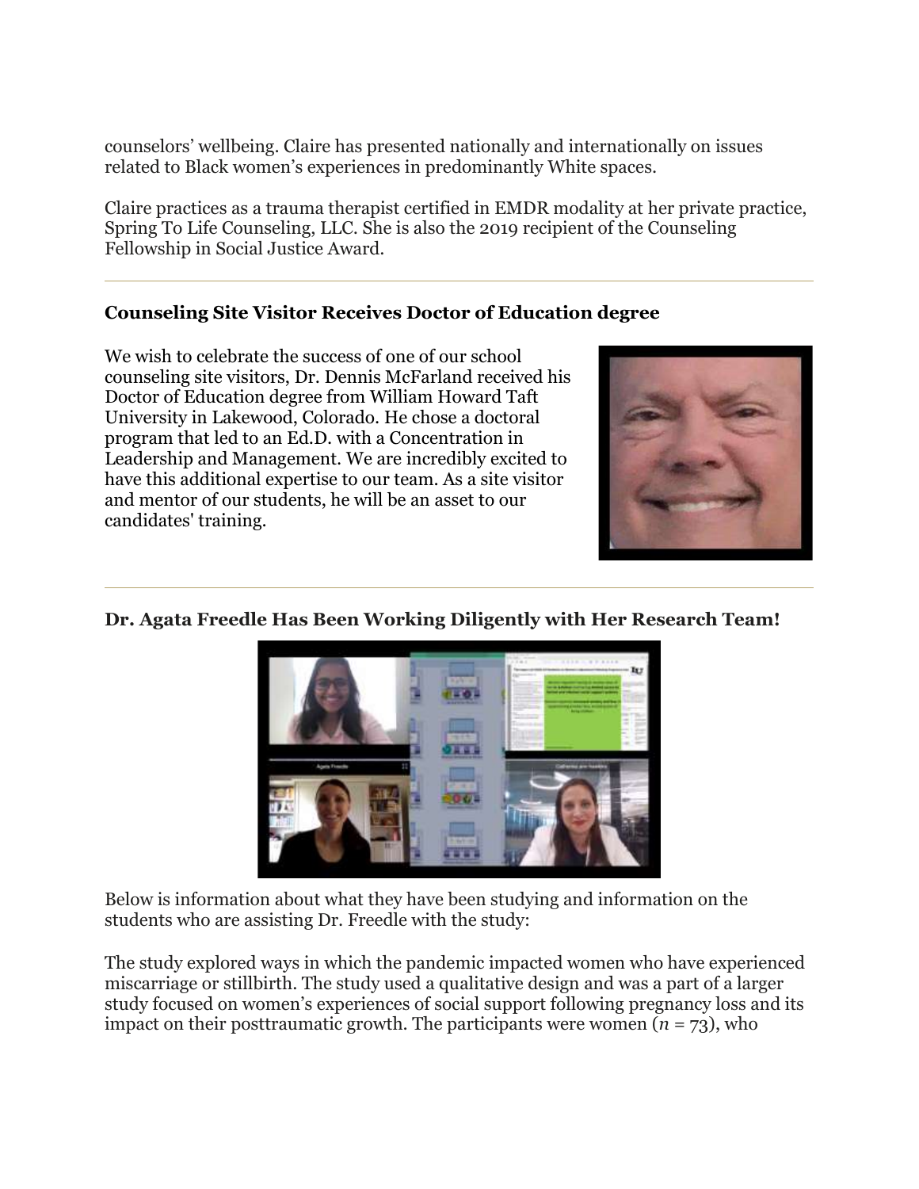counselors' wellbeing. Claire has presented nationally and internationally on issues related to Black women's experiences in predominantly White spaces.

Claire practices as a trauma therapist certified in EMDR modality at her private practice, Spring To Life Counseling, LLC. She is also the 2019 recipient of the Counseling Fellowship in Social Justice Award.

---

### Counseling Site Visitor Receives Doctor of Education degree

We wish to celebrate the success of one of our school counseling site visitors, Dr. Dennis McFarland received his Doctor of Education degree from William Howard Taft University in Lakewood, Colorado. He chose a doctoral program that led to an Ed.D. with a Concentration in Leadership and Management. We are incredibly excited to have this additional expertise to our team. As a site visitor and mentor of our students, he will be an asset to our candidates' training.

---

### Dr. Agata Freedle Has Been Working Diligently with Her Research Team!

Below is information about what they have been studying and information on the students who are assisting Dr. Freedle with the study:

The study explored ways in which the pandemic impacted women who have experienced miscarriage or stillbirth. The study used a qualitative design and was a part of a larger study focused on women's experiences of social support following pregnancy loss and its impact on their posttraumatic growth. The participants were women ($n$ = 73), who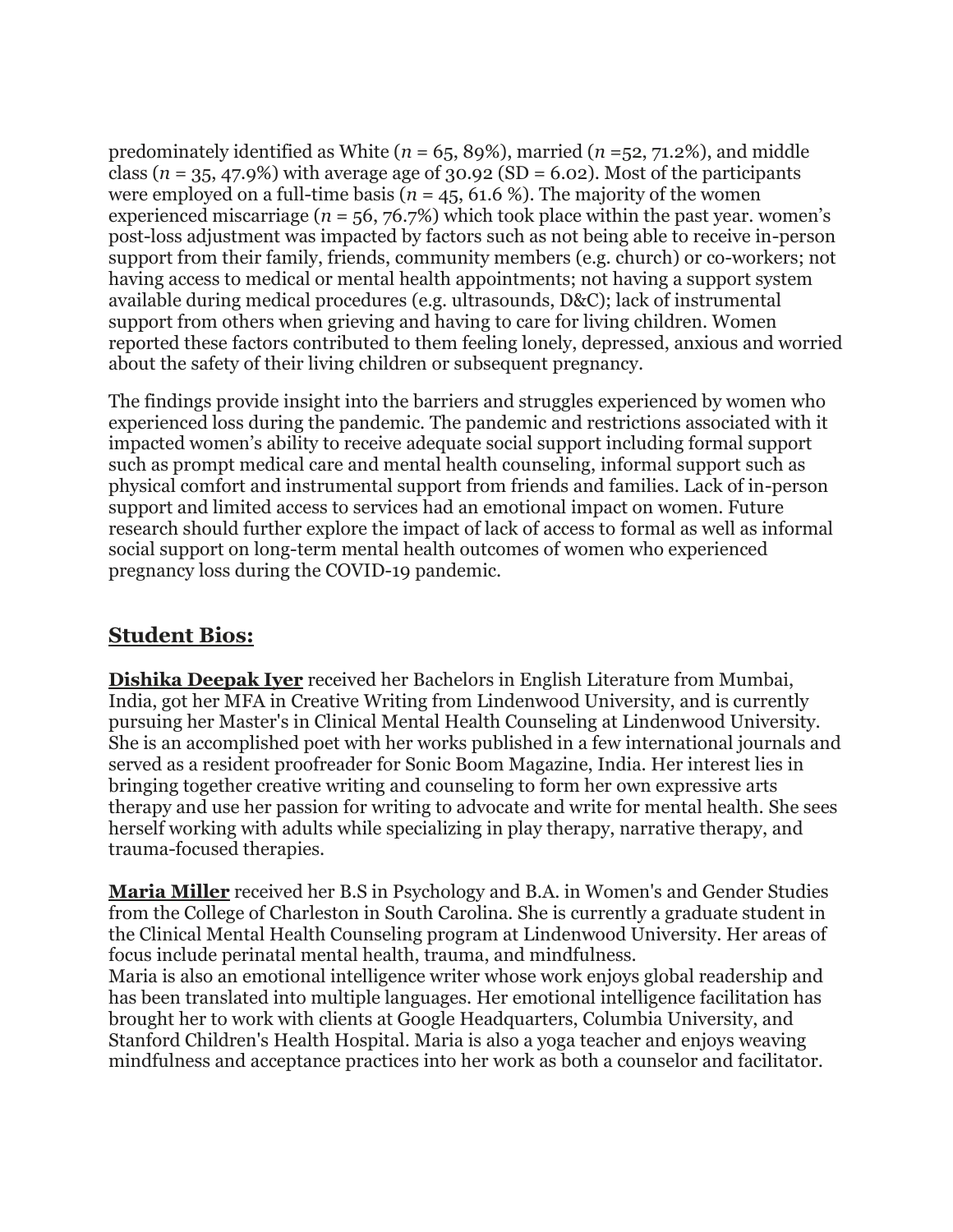predominately identified as White ($n$ = 65, 89%), married ($n$ =52, 71.2%), and middle class ($n$ = 35, 47.9%) with average age of 30.92 (SD = 6.02). Most of the participants were employed on a full-time basis ($n$ = 45, 61.6 %). The majority of the women experienced miscarriage ($n$ = 56, 76.7%) which took place within the past year. women's post-loss adjustment was impacted by factors such as not being able to receive in-person support from their family, friends, community members (e.g. church) or co-workers; not having access to medical or mental health appointments; not having a support system available during medical procedures (e.g. ultrasounds, D&C); lack of instrumental support from others when grieving and having to care for living children. Women reported these factors contributed to them feeling lonely, depressed, anxious and worried about the safety of their living children or subsequent pregnancy.

The findings provide insight into the barriers and struggles experienced by women who experienced loss during the pandemic. The pandemic and restrictions associated with it impacted women's ability to receive adequate social support including formal support such as prompt medical care and mental health counseling, informal support such as physical comfort and instrumental support from friends and families. Lack of in-person support and limited access to services had an emotional impact on women. Future research should further explore the impact of lack of access to formal as well as informal social support on long-term mental health outcomes of women who experienced pregnancy loss during the COVID-19 pandemic.

## Student Bios:

**Dishika Deepak Iyer** received her Bachelors in English Literature from Mumbai, India, got her MFA in Creative Writing from Lindenwood University, and is currently pursuing her Master's in Clinical Mental Health Counseling at Lindenwood University. She is an accomplished poet with her works published in a few international journals and served as a resident proofreader for Sonic Boom Magazine, India. Her interest lies in bringing together creative writing and counseling to form her own expressive arts therapy and use her passion for writing to advocate and write for mental health. She sees herself working with adults while specializing in play therapy, narrative therapy, and trauma-focused therapies.

**Maria Miller** received her B.S in Psychology and B.A. in Women's and Gender Studies from the College of Charleston in South Carolina. She is currently a graduate student in the Clinical Mental Health Counseling program at Lindenwood University. Her areas of focus include perinatal mental health, trauma, and mindfulness.
Maria is also an emotional intelligence writer whose work enjoys global readership and has been translated into multiple languages. Her emotional intelligence facilitation has brought her to work with clients at Google Headquarters, Columbia University, and Stanford Children's Health Hospital. Maria is also a yoga teacher and enjoys weaving mindfulness and acceptance practices into her work as both a counselor and facilitator.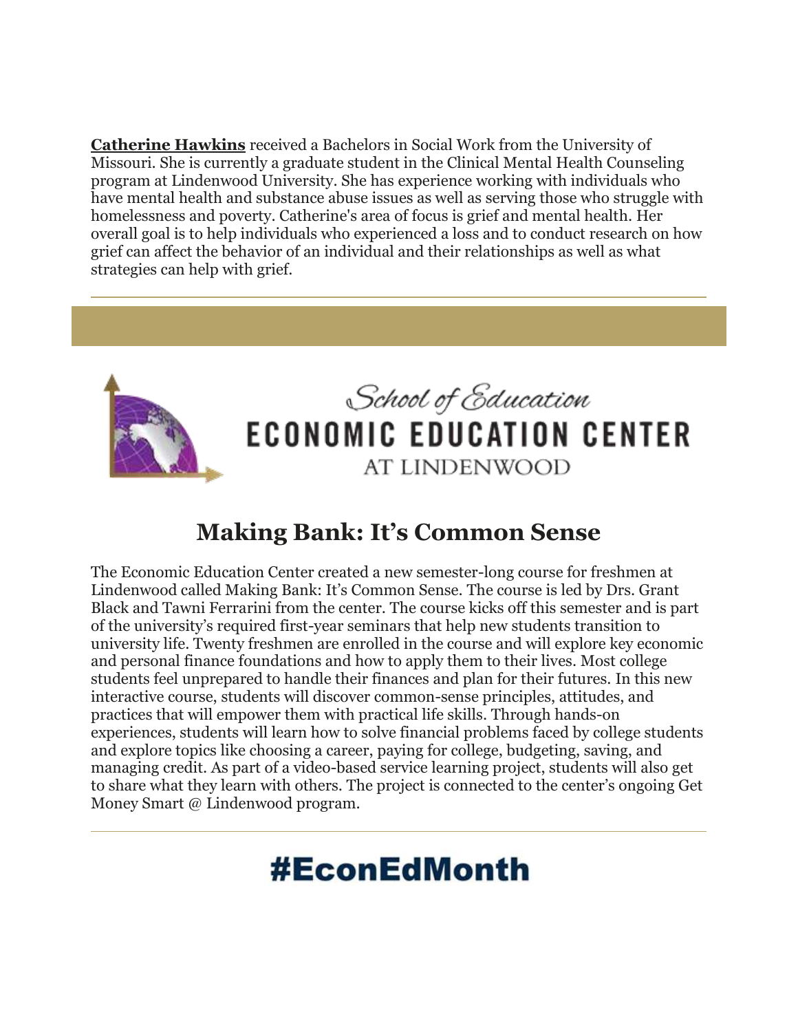**Catherine Hawkins** received a Bachelors in Social Work from the University of Missouri. She is currently a graduate student in the Clinical Mental Health Counseling program at Lindenwood University. She has experience working with individuals who have mental health and substance abuse issues as well as serving those who struggle with homelessness and poverty. Catherine's area of focus is grief and mental health. Her overall goal is to help individuals who experienced a loss and to conduct research on how grief can affect the behavior of an individual and their relationships as well as what strategies can help with grief.

---

School of Education
ECONOMIC EDUCATION CENTER
AT LINDENWOOD

## Making Bank: It's Common Sense

The Economic Education Center created a new semester-long course for freshmen at Lindenwood called Making Bank: It's Common Sense. The course is led by Drs. Grant Black and Tawni Ferrarini from the center. The course kicks off this semester and is part of the university's required first-year seminars that help new students transition to university life. Twenty freshmen are enrolled in the course and will explore key economic and personal finance foundations and how to apply them to their lives. Most college students feel unprepared to handle their finances and plan for their futures. In this new interactive course, students will discover common-sense principles, attitudes, and practices that will empower them with practical life skills. Through hands-on experiences, students will learn how to solve financial problems faced by college students and explore topics like choosing a career, paying for college, budgeting, saving, and managing credit. As part of a video-based service learning project, students will also get to share what they learn with others. The project is connected to the center's ongoing Get Money Smart @ Lindenwood program.

---

# #EconEdMonth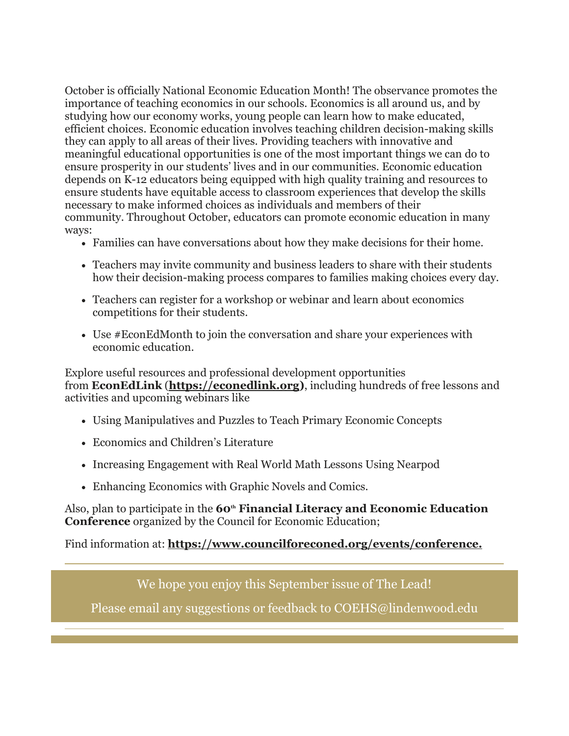October is officially National Economic Education Month! The observance promotes the importance of teaching economics in our schools. Economics is all around us, and by studying how our economy works, young people can learn how to make educated, efficient choices. Economic education involves teaching children decision-making skills they can apply to all areas of their lives. Providing teachers with innovative and meaningful educational opportunities is one of the most important things we can do to ensure prosperity in our students' lives and in our communities. Economic education depends on K-12 educators being equipped with high quality training and resources to ensure students have equitable access to classroom experiences that develop the skills necessary to make informed choices as individuals and members of their community. Throughout October, educators can promote economic education in many ways:

- Families can have conversations about how they make decisions for their home.
- Teachers may invite community and business leaders to share with their students how their decision-making process compares to families making choices every day.
- Teachers can register for a workshop or webinar and learn about economics competitions for their students.
- Use #EconEdMonth to join the conversation and share your experiences with economic education.

Explore useful resources and professional development opportunities from **EconEdLink** (**https://econedlink.org)**, including hundreds of free lessons and activities and upcoming webinars like

- Using Manipulatives and Puzzles to Teach Primary Economic Concepts
- Economics and Children's Literature
- Increasing Engagement with Real World Math Lessons Using Nearpod
- Enhancing Economics with Graphic Novels and Comics.

Also, plan to participate in the **60th Financial Literacy and Economic Education Conference** organized by the Council for Economic Education;

Find information at: **https://www.councilforeconed.org/events/conference.**

---

We hope you enjoy this September issue of The Lead!

Please email any suggestions or feedback to COEHS@lindenwood.edu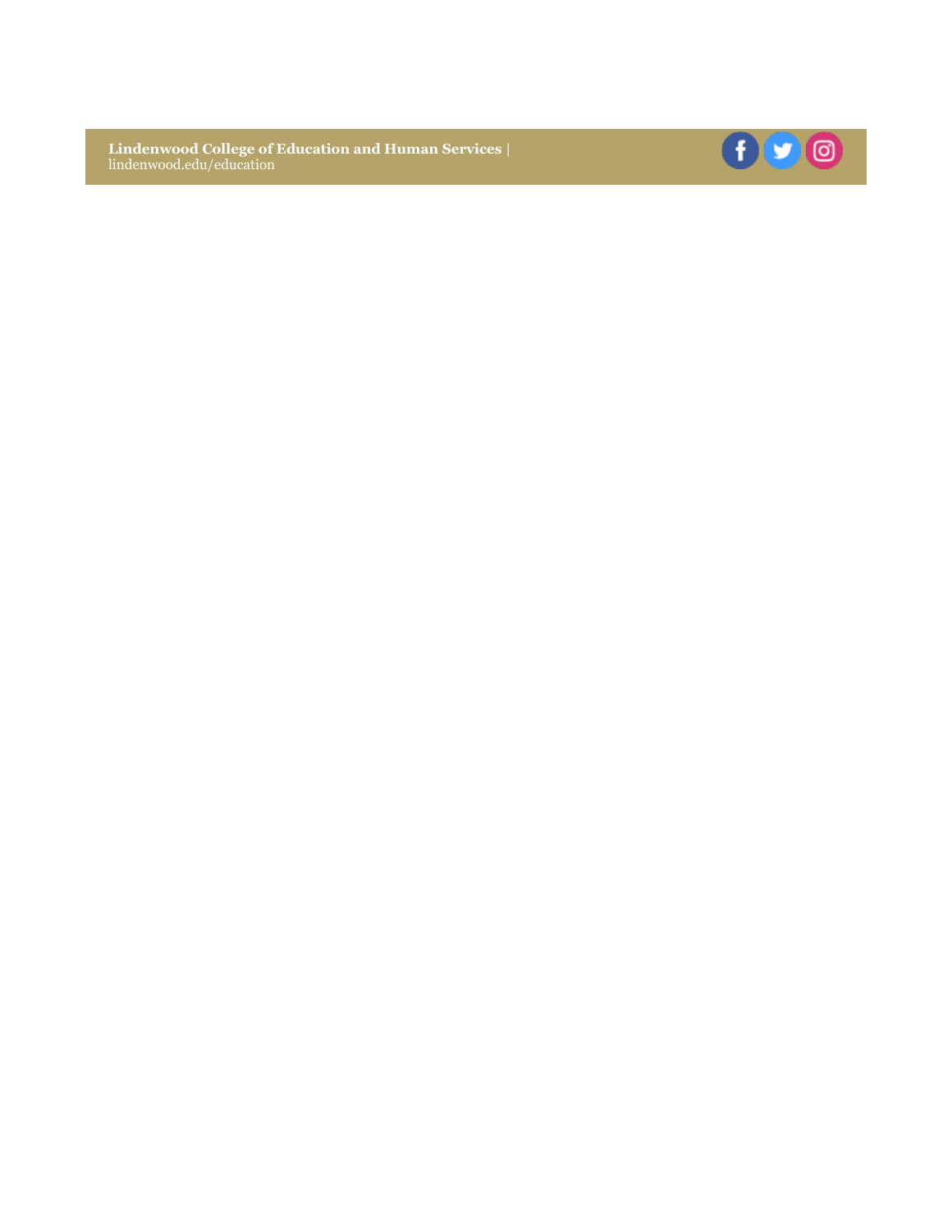**Lindenwood College of Education and Human Services** |
lindenwood.edu/education